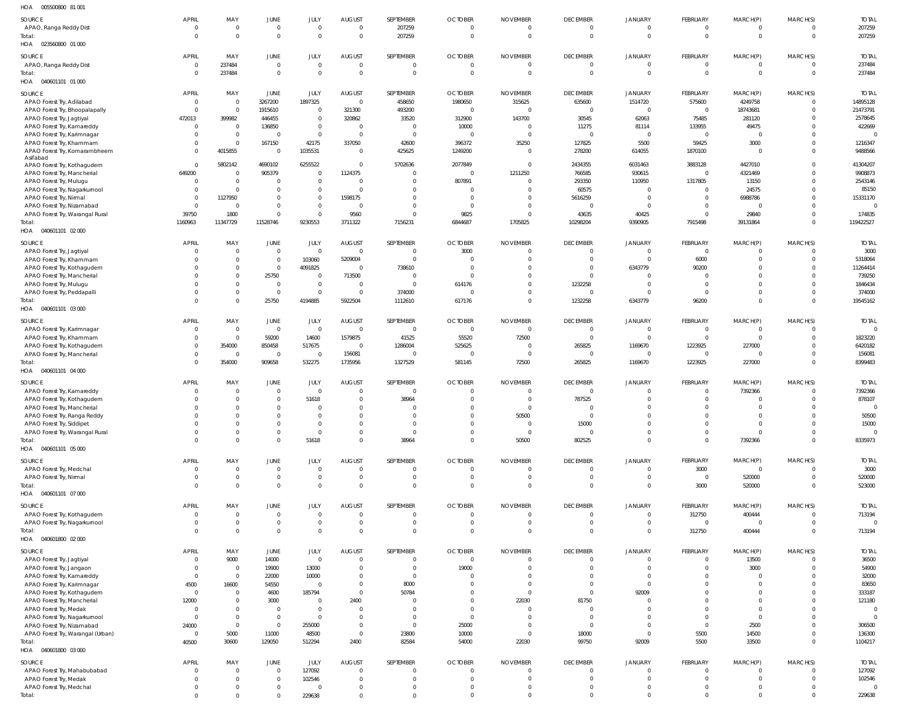HOA 005500800 81 001

| SOURCE | APRIL | MAY | JUNE | JULY | AUGUST | SEPTEMBER | OCTOBER | NOVEMBER | DECEMBER | JANUARY | FEBRUARY | MARCH(P) | MARCH(S) | TOTAL |
|---|---|---|---|---|---|---|---|---|---|---|---|---|---|---|
| APAO, Ranga Reddy Dist | 0 | 0 | 0 | 0 | 0 | 207259 | 0 | 0 | 0 | 0 | 0 | 0 | 0 | 207259 |
| Total: | 0 | 0 | 0 | 0 | 0 | 207259 | 0 | 0 | 0 | 0 | 0 | 0 | 0 | 207259 |

HOA 023560800 01 000

| SOURCE | APRIL | MAY | JUNE | JULY | AUGUST | SEPTEMBER | OCTOBER | NOVEMBER | DECEMBER | JANUARY | FEBRUARY | MARCH(P) | MARCH(S) | TOTAL |
|---|---|---|---|---|---|---|---|---|---|---|---|---|---|---|
| APAO, Ranga Reddy Dist | 0 | 237484 | 0 | 0 | 0 | 0 | 0 | 0 | 0 | 0 | 0 | 0 | 0 | 237484 |
| Total: | 0 | 237484 | 0 | 0 | 0 | 0 | 0 | 0 | 0 | 0 | 0 | 0 | 0 | 237484 |

HOA 040601101 01 000

| SOURCE | APRIL | MAY | JUNE | JULY | AUGUST | SEPTEMBER | OCTOBER | NOVEMBER | DECEMBER | JANUARY | FEBRUARY | MARCH(P) | MARCH(S) | TOTAL |
|---|---|---|---|---|---|---|---|---|---|---|---|---|---|---|
| APAO Forest Try, Adilabad | 0 | 0 | 3267200 | 1897325 | 0 | 458650 | 1980650 | 315625 | 635600 | 1514720 | 575600 | 4249758 | 0 | 14895128 |
| APAO Forest Try, Bhoopalapally | 0 | 0 | 1915610 | 0 | 321300 | 493200 | 0 | 0 | 0 | 0 | 0 | 18743681 | 0 | 21473791 |
| APAO Forest Try, Jagtiyal | 472013 | 399982 | 446455 | 0 | 320862 | 33520 | 312900 | 143700 | 30545 | 62063 | 75485 | 281120 | 0 | 2578645 |
| APAO Forest Try, Kamareddy | 0 | 0 | 136850 | 0 | 0 | 0 | 10000 | 0 | 11275 | 81114 | 133955 | 49475 | 0 | 422669 |
| APAO Forest Try, Karimnagar | 0 | 0 | 0 | 0 | 0 | 0 | 0 | 0 | 0 | 0 | 0 | 0 | 0 | 0 |
| APAO Forest Try, Khammam | 0 | 0 | 167150 | 42175 | 337050 | 42600 | 396372 | 35250 | 127825 | 5500 | 59425 | 3000 | 0 | 1216347 |
| APAO Forest Try, Komarambheem Asifabad | 0 | 4015855 | 0 | 1035531 | 0 | 425625 | 1249200 | 0 | 278200 | 614055 | 1870100 | 0 | 0 | 9488566 |
| APAO Forest Try, Kothagudem | 0 | 5802142 | 4690102 | 6255522 | 0 | 5702636 | 2077849 | 0 | 2434355 | 6031463 | 3883128 | 4427010 | 0 | 41304207 |
| APAO Forest Try, Mancherial | 649200 | 0 | 905379 | 0 | 1124375 | 0 | 0 | 1211250 | 766585 | 930615 | 0 | 4321469 | 0 | 9908873 |
| APAO Forest Try, Mulugu | 0 | 0 | 0 | 0 | 0 | 0 | 807891 | 0 | 293350 | 110950 | 1317805 | 13150 | 0 | 2543146 |
| APAO Forest Try, Nagarkurnool | 0 | 0 | 0 | 0 | 0 | 0 | 0 | 0 | 60575 | 0 | 0 | 24575 | 0 | 85150 |
| APAO Forest Try, Nirmal | 0 | 1127950 | 0 | 0 | 1598175 | 0 | 0 | 0 | 5616259 | 0 | 0 | 6988786 | 0 | 15331170 |
| APAO Forest Try, Nizamabad | 0 | 0 | 0 | 0 | 0 | 0 | 0 | 0 | 0 | 0 | 0 | 0 | 0 | 0 |
| APAO Forest Try, Warangal Rural | 39750 | 1800 | 0 | 0 | 9560 | 0 | 9825 | 0 | 43635 | 40425 | 0 | 29840 | 0 | 174835 |
| Total: | 1160963 | 11347729 | 11528746 | 9230553 | 3711322 | 7156231 | 6844687 | 1705825 | 10298204 | 9390905 | 7915498 | 39131864 | 0 | 119422527 |

HOA 040601101 02 000

| SOURCE | APRIL | MAY | JUNE | JULY | AUGUST | SEPTEMBER | OCTOBER | NOVEMBER | DECEMBER | JANUARY | FEBRUARY | MARCH(P) | MARCH(S) | TOTAL |
|---|---|---|---|---|---|---|---|---|---|---|---|---|---|---|
| APAO Forest Try, Jagtiyal | 0 | 0 | 0 | 0 | 0 | 0 | 3000 | 0 | 0 | 0 | 0 | 0 | 0 | 3000 |
| APAO Forest Try, Khammam | 0 | 0 | 0 | 103060 | 5209004 | 0 | 0 | 0 | 0 | 0 | 6000 | 0 | 0 | 5318064 |
| APAO Forest Try, Kothagudem | 0 | 0 | 0 | 4091825 | 0 | 738610 | 0 | 0 | 0 | 6343779 | 90200 | 0 | 0 | 11264414 |
| APAO Forest Try, Mancherial | 0 | 0 | 25750 | 0 | 713500 | 0 | 0 | 0 | 0 | 0 | 0 | 0 | 0 | 739250 |
| APAO Forest Try, Mulugu | 0 | 0 | 0 | 0 | 0 | 0 | 614176 | 0 | 1232258 | 0 | 0 | 0 | 0 | 1846434 |
| APAO Forest Try, Peddapalli | 0 | 0 | 0 | 0 | 0 | 374000 | 0 | 0 | 0 | 0 | 0 | 0 | 0 | 374000 |
| Total: | 0 | 0 | 25750 | 4194885 | 5922504 | 1112610 | 617176 | 0 | 1232258 | 6343779 | 96200 | 0 | 0 | 19545162 |

HOA 040601101 03 000

| SOURCE | APRIL | MAY | JUNE | JULY | AUGUST | SEPTEMBER | OCTOBER | NOVEMBER | DECEMBER | JANUARY | FEBRUARY | MARCH(P) | MARCH(S) | TOTAL |
|---|---|---|---|---|---|---|---|---|---|---|---|---|---|---|
| APAO Forest Try, Karimnagar | 0 | 0 | 0 | 0 | 0 | 0 | 0 | 0 | 0 | 0 | 0 | 0 | 0 | 0 |
| APAO Forest Try, Khammam | 0 | 0 | 59200 | 14600 | 1579875 | 41525 | 55520 | 72500 | 0 | 0 | 0 | 0 | 0 | 1823220 |
| APAO Forest Try, Kothagudem | 0 | 354000 | 850458 | 517675 | 0 | 1286004 | 525625 | 0 | 265825 | 1169670 | 1223925 | 227000 | 0 | 6420182 |
| APAO Forest Try, Mancherial | 0 | 0 | 0 | 0 | 156081 | 0 | 0 | 0 | 0 | 0 | 0 | 0 | 0 | 156081 |
| Total: | 0 | 354000 | 909658 | 532275 | 1735956 | 1327529 | 581145 | 72500 | 265825 | 1169670 | 1223925 | 227000 | 0 | 8399483 |

HOA 040601101 04 000

| SOURCE | APRIL | MAY | JUNE | JULY | AUGUST | SEPTEMBER | OCTOBER | NOVEMBER | DECEMBER | JANUARY | FEBRUARY | MARCH(P) | MARCH(S) | TOTAL |
|---|---|---|---|---|---|---|---|---|---|---|---|---|---|---|
| APAO Forest Try, Kamareddy | 0 | 0 | 0 | 0 | 0 | 0 | 0 | 0 | 0 | 0 | 0 | 7392366 | 0 | 7392366 |
| APAO Forest Try, Kothagudem | 0 | 0 | 0 | 51618 | 0 | 38964 | 0 | 0 | 787525 | 0 | 0 | 0 | 0 | 878107 |
| APAO Forest Try, Mancherial | 0 | 0 | 0 | 0 | 0 | 0 | 0 | 0 | 0 | 0 | 0 | 0 | 0 | 0 |
| APAO Forest Try, Ranga Reddy | 0 | 0 | 0 | 0 | 0 | 0 | 0 | 50500 | 0 | 0 | 0 | 0 | 0 | 50500 |
| APAO Forest Try, Siddipet | 0 | 0 | 0 | 0 | 0 | 0 | 0 | 0 | 15000 | 0 | 0 | 0 | 0 | 15000 |
| APAO Forest Try, Warangal Rural | 0 | 0 | 0 | 0 | 0 | 0 | 0 | 0 | 0 | 0 | 0 | 0 | 0 | 0 |
| Total: | 0 | 0 | 0 | 51618 | 0 | 38964 | 0 | 50500 | 802525 | 0 | 0 | 7392366 | 0 | 8335973 |

HOA 040601101 05 000

| SOURCE | APRIL | MAY | JUNE | JULY | AUGUST | SEPTEMBER | OCTOBER | NOVEMBER | DECEMBER | JANUARY | FEBRUARY | MARCH(P) | MARCH(S) | TOTAL |
|---|---|---|---|---|---|---|---|---|---|---|---|---|---|---|
| APAO Forest Try, Medchal | 0 | 0 | 0 | 0 | 0 | 0 | 0 | 0 | 0 | 0 | 3000 | 0 | 0 | 3000 |
| APAO Forest Try, Nirmal | 0 | 0 | 0 | 0 | 0 | 0 | 0 | 0 | 0 | 0 | 0 | 520000 | 0 | 520000 |
| Total: | 0 | 0 | 0 | 0 | 0 | 0 | 0 | 0 | 0 | 0 | 3000 | 520000 | 0 | 523000 |

HOA 040601101 07 000

| SOURCE | APRIL | MAY | JUNE | JULY | AUGUST | SEPTEMBER | OCTOBER | NOVEMBER | DECEMBER | JANUARY | FEBRUARY | MARCH(P) | MARCH(S) | TOTAL |
|---|---|---|---|---|---|---|---|---|---|---|---|---|---|---|
| APAO Forest Try, Kothagudem | 0 | 0 | 0 | 0 | 0 | 0 | 0 | 0 | 0 | 0 | 312750 | 400444 | 0 | 713194 |
| APAO Forest Try, Nagarkurnool | 0 | 0 | 0 | 0 | 0 | 0 | 0 | 0 | 0 | 0 | 0 | 0 | 0 | 0 |
| Total: | 0 | 0 | 0 | 0 | 0 | 0 | 0 | 0 | 0 | 0 | 312750 | 400444 | 0 | 713194 |

HOA 040601800 02 000

| SOURCE | APRIL | MAY | JUNE | JULY | AUGUST | SEPTEMBER | OCTOBER | NOVEMBER | DECEMBER | JANUARY | FEBRUARY | MARCH(P) | MARCH(S) | TOTAL |
|---|---|---|---|---|---|---|---|---|---|---|---|---|---|---|
| APAO Forest Try, Jagtiyal | 0 | 9000 | 14000 | 0 | 0 | 0 | 0 | 0 | 0 | 0 | 0 | 13500 | 0 | 36500 |
| APAO Forest Try, Jangaon | 0 | 0 | 19900 | 13000 | 0 | 0 | 19000 | 0 | 0 | 0 | 0 | 3000 | 0 | 54900 |
| APAO Forest Try, Kamareddy | 0 | 0 | 22000 | 10000 | 0 | 0 | 0 | 0 | 0 | 0 | 0 | 0 | 0 | 32000 |
| APAO Forest Try, Karimnagar | 4500 | 16600 | 54550 | 0 | 0 | 8000 | 0 | 0 | 0 | 0 | 0 | 0 | 0 | 83650 |
| APAO Forest Try, Kothagudem | 0 | 0 | 4600 | 185794 | 0 | 50784 | 0 | 0 | 0 | 92009 | 0 | 0 | 0 | 333187 |
| APAO Forest Try, Mancherial | 12000 | 0 | 3000 | 0 | 2400 | 0 | 0 | 22030 | 81750 | 0 | 0 | 0 | 0 | 121180 |
| APAO Forest Try, Medak | 0 | 0 | 0 | 0 | 0 | 0 | 0 | 0 | 0 | 0 | 0 | 0 | 0 | 0 |
| APAO Forest Try, Nagarkurnool | 0 | 0 | 0 | 0 | 0 | 0 | 0 | 0 | 0 | 0 | 0 | 0 | 0 | 0 |
| APAO Forest Try, Nizamabad | 24000 | 0 | 0 | 255000 | 0 | 0 | 25000 | 0 | 0 | 0 | 0 | 2500 | 0 | 306500 |
| APAO Forest Try, Warangal (Urban) | 0 | 5000 | 11000 | 48500 | 0 | 23800 | 10000 | 0 | 18000 | 0 | 5500 | 14500 | 0 | 136300 |
| Total: | 40500 | 30600 | 129050 | 512294 | 2400 | 82584 | 54000 | 22030 | 99750 | 92009 | 5500 | 33500 | 0 | 1104217 |

HOA 040601800 03 000

| SOURCE | APRIL | MAY | JUNE | JULY | AUGUST | SEPTEMBER | OCTOBER | NOVEMBER | DECEMBER | JANUARY | FEBRUARY | MARCH(P) | MARCH(S) | TOTAL |
|---|---|---|---|---|---|---|---|---|---|---|---|---|---|---|
| APAO Forest Try, Mahabubabad | 0 | 0 | 0 | 127092 | 0 | 0 | 0 | 0 | 0 | 0 | 0 | 0 | 0 | 127092 |
| APAO Forest Try, Medak | 0 | 0 | 0 | 102546 | 0 | 0 | 0 | 0 | 0 | 0 | 0 | 0 | 0 | 102546 |
| APAO Forest Try, Medchal | 0 | 0 | 0 | 0 | 0 | 0 | 0 | 0 | 0 | 0 | 0 | 0 | 0 | 0 |
| Total: | 0 | 0 | 0 | 229638 | 0 | 0 | 0 | 0 | 0 | 0 | 0 | 0 | 0 | 229638 |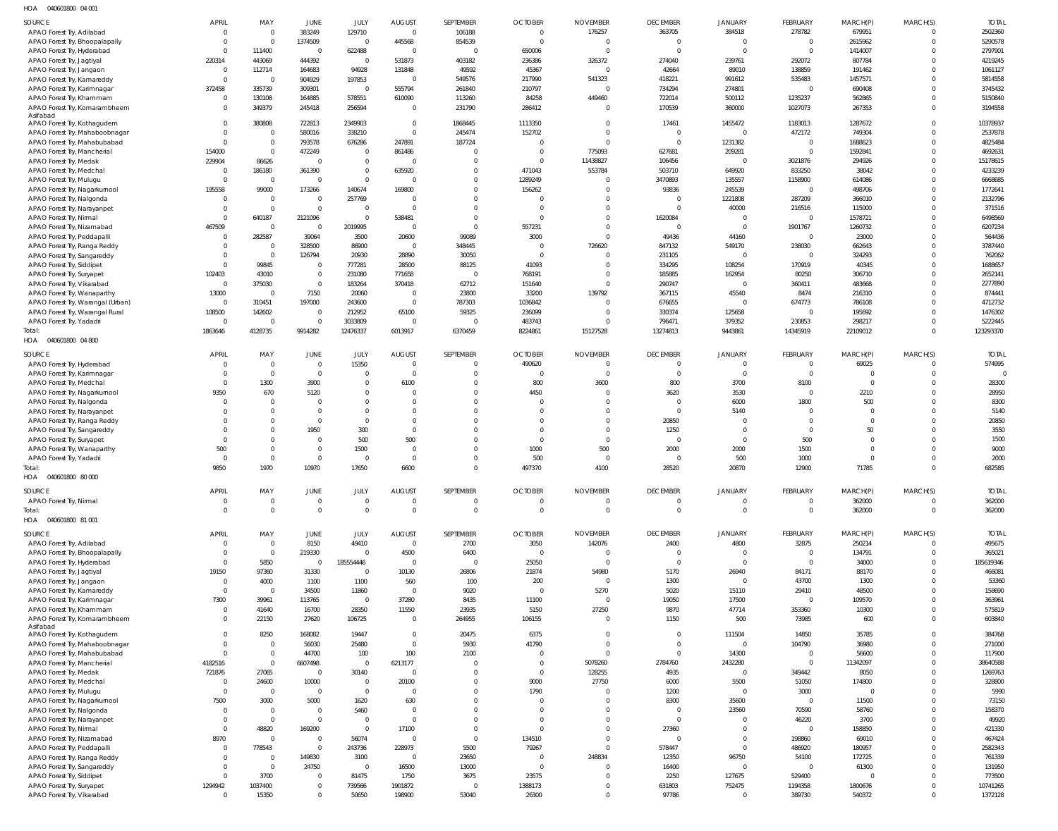HOA 040601800 04 001

| SOURCE | APRIL | MAY | JUNE | JULY | AUGUST | SEPTEMBER | OCTOBER | NOVEMBER | DECEMBER | JANUARY | FEBRUARY | MARCH(P) | MARCH(S) | TOTAL |
|---|---|---|---|---|---|---|---|---|---|---|---|---|---|---|
| APAO Forest Try, Adilabad | 0 | 0 | 383249 | 129710 | 0 | 106188 | 0 | 176257 | 363705 | 384518 | 278782 | 679951 | 0 | 2502360 |
| APAO Forest Try, Bhoopalapally | 0 | 0 | 1374509 | 0 | 445568 | 854539 | 0 | 0 | 0 | 0 | 0 | 2615962 | 0 | 5290578 |
| APAO Forest Try, Hyderabad | 0 | 111400 | 0 | 622488 | 0 | 0 | 650006 | 0 | 0 | 0 | 0 | 1414007 | 0 | 2797901 |
| APAO Forest Try, Jagtiyal | 220314 | 443069 | 444392 | 0 | 531873 | 403182 | 236386 | 326372 | 274040 | 239761 | 292072 | 807784 | 0 | 4219245 |
| APAO Forest Try, Jangaon | 0 | 112714 | 164683 | 94928 | 131848 | 49592 | 45367 | 0 | 42664 | 89010 | 138859 | 191462 | 0 | 1061127 |
| APAO Forest Try, Kamareddy | 0 | 0 | 904929 | 197853 | 0 | 549576 | 217990 | 541323 | 418221 | 991612 | 535483 | 1457571 | 0 | 5814558 |
| APAO Forest Try, Karimnagar | 372458 | 335739 | 309301 | 0 | 555794 | 261840 | 210797 | 0 | 734294 | 274801 | 0 | 690408 | 0 | 3745432 |
| APAO Forest Try, Khammam | 0 | 130108 | 164885 | 578551 | 610090 | 113260 | 84258 | 449460 | 722014 | 500112 | 1235237 | 562865 | 0 | 5150840 |
| APAO Forest Try, Komarambheem Asifabad | 0 | 349379 | 245418 | 256594 | 0 | 231790 | 286412 | 0 | 170539 | 360000 | 1027073 | 267353 | 0 | 3194558 |
| APAO Forest Try, Kothagudem | 0 | 380808 | 722813 | 2349903 | 0 | 1868445 | 1113350 | 0 | 17461 | 1455472 | 1183013 | 1287672 | 0 | 10378937 |
| APAO Forest Try, Mahaboobnagar | 0 | 0 | 580016 | 338210 | 0 | 245474 | 152702 | 0 | 0 | 0 | 472172 | 749304 | 0 | 2537878 |
| APAO Forest Try, Mahabubabad | 0 | 0 | 793578 | 676286 | 247891 | 187724 | 0 | 0 | 0 | 1231382 | 0 | 1688623 | 0 | 4825484 |
| APAO Forest Try, Mancherial | 154000 | 0 | 472249 | 0 | 861486 | 0 | 0 | 775093 | 627681 | 209281 | 0 | 1592841 | 0 | 4692631 |
| APAO Forest Try, Medak | 229904 | 86626 | 0 | 0 | 0 | 0 | 0 | 11438827 | 106456 | 0 | 3021876 | 294926 | 0 | 15178615 |
| APAO Forest Try, Medchal | 0 | 186180 | 361390 | 0 | 635920 | 0 | 471043 | 553784 | 503710 | 649920 | 833250 | 38042 | 0 | 4233239 |
| APAO Forest Try, Mulugu | 0 | 0 | 0 | 0 | 0 | 0 | 1289249 | 0 | 3470893 | 135557 | 1158900 | 614086 | 0 | 6668685 |
| APAO Forest Try, Nagarkurnool | 195558 | 99000 | 173266 | 140674 | 169800 | 0 | 156262 | 0 | 93836 | 245539 | 0 | 498706 | 0 | 1772641 |
| APAO Forest Try, Nalgonda | 0 | 0 | 0 | 257769 | 0 | 0 | 0 | 0 | 0 | 1221808 | 287209 | 366010 | 0 | 2132796 |
| APAO Forest Try, Narayanpet | 0 | 0 | 0 | 0 | 0 | 0 | 0 | 0 | 0 | 40000 | 216516 | 115000 | 0 | 371516 |
| APAO Forest Try, Nirmal | 0 | 640187 | 2121096 | 0 | 538481 | 0 | 0 | 0 | 1620084 | 0 | 0 | 1578721 | 0 | 6498569 |
| APAO Forest Try, Nizamabad | 467509 | 0 | 0 | 2019995 | 0 | 0 | 557231 | 0 | 0 | 0 | 1901767 | 1260732 | 0 | 6207234 |
| APAO Forest Try, Peddapalli | 0 | 282587 | 39064 | 3500 | 20600 | 99089 | 3000 | 0 | 49436 | 44160 | 0 | 23000 | 0 | 564436 |
| APAO Forest Try, Ranga Reddy | 0 | 0 | 328500 | 86900 | 0 | 348445 | 0 | 726620 | 847132 | 549170 | 238030 | 662643 | 0 | 3787440 |
| APAO Forest Try, Sangareddy | 0 | 0 | 126794 | 20930 | 28890 | 30050 | 0 | 0 | 231105 | 0 | 0 | 324293 | 0 | 762062 |
| APAO Forest Try, Siddipet | 0 | 99845 | 0 | 777281 | 28500 | 88125 | 41093 | 0 | 334295 | 108254 | 170919 | 40345 | 0 | 1688657 |
| APAO Forest Try, Suryapet | 102403 | 43010 | 0 | 231080 | 771658 | 0 | 768191 | 0 | 185885 | 162954 | 80250 | 306710 | 0 | 2652141 |
| APAO Forest Try, Vikarabad | 0 | 375030 | 0 | 183264 | 370418 | 62712 | 151640 | 0 | 290747 | 0 | 360411 | 483668 | 0 | 2277890 |
| APAO Forest Try, Wanaparthy | 13000 | 0 | 7150 | 20060 | 0 | 23800 | 33200 | 139792 | 367115 | 45540 | 8474 | 216310 | 0 | 874441 |
| APAO Forest Try, Warangal (Urban) | 0 | 310451 | 197000 | 243600 | 0 | 787303 | 1036842 | 0 | 676655 | 0 | 674773 | 786108 | 0 | 4712732 |
| APAO Forest Try, Warangal Rural | 108500 | 142602 | 0 | 212952 | 65100 | 59325 | 236099 | 0 | 330374 | 125658 | 0 | 195692 | 0 | 1476302 |
| APAO Forest Try, Yadadri | 0 | 0 | 0 | 3033809 | 0 | 0 | 483743 | 0 | 796471 | 379352 | 230853 | 298217 | 0 | 5222445 |
| Total: | 1863646 | 4128735 | 9914282 | 12476337 | 6013917 | 6370459 | 8224861 | 15127528 | 13274813 | 9443861 | 14345919 | 22109012 | 0 | 123293370 |

HOA 040601800 04 800

| SOURCE | APRIL | MAY | JUNE | JULY | AUGUST | SEPTEMBER | OCTOBER | NOVEMBER | DECEMBER | JANUARY | FEBRUARY | MARCH(P) | MARCH(S) | TOTAL |
|---|---|---|---|---|---|---|---|---|---|---|---|---|---|---|
| APAO Forest Try, Hyderabad | 0 | 0 | 0 | 15350 | 0 | 0 | 490620 | 0 | 0 | 0 | 0 | 69025 | 0 | 574995 |
| APAO Forest Try, Karimnagar | 0 | 0 | 0 | 0 | 0 | 0 | 0 | 0 | 0 | 0 | 0 | 0 | 0 | 0 |
| APAO Forest Try, Medchal | 0 | 1300 | 3900 | 0 | 6100 | 0 | 800 | 3600 | 800 | 3700 | 8100 | 0 | 0 | 28300 |
| APAO Forest Try, Nagarkurnool | 9350 | 670 | 5120 | 0 | 0 | 0 | 4450 | 0 | 3620 | 3530 | 0 | 2210 | 0 | 28950 |
| APAO Forest Try, Nalgonda | 0 | 0 | 0 | 0 | 0 | 0 | 0 | 0 | 0 | 6000 | 1800 | 500 | 0 | 8300 |
| APAO Forest Try, Narayanpet | 0 | 0 | 0 | 0 | 0 | 0 | 0 | 0 | 0 | 5140 | 0 | 0 | 0 | 5140 |
| APAO Forest Try, Ranga Reddy | 0 | 0 | 0 | 0 | 0 | 0 | 0 | 0 | 20850 | 0 | 0 | 0 | 0 | 20850 |
| APAO Forest Try, Sangareddy | 0 | 0 | 1950 | 300 | 0 | 0 | 0 | 0 | 1250 | 0 | 0 | 50 | 0 | 3550 |
| APAO Forest Try, Suryapet | 0 | 0 | 0 | 500 | 500 | 0 | 0 | 0 | 0 | 0 | 500 | 0 | 0 | 1500 |
| APAO Forest Try, Wanaparthy | 500 | 0 | 0 | 1500 | 0 | 0 | 1000 | 500 | 2000 | 2000 | 1500 | 0 | 0 | 9000 |
| APAO Forest Try, Yadadri | 0 | 0 | 0 | 0 | 0 | 0 | 500 | 0 | 0 | 500 | 1000 | 0 | 0 | 2000 |
| Total: | 9850 | 1970 | 10970 | 17650 | 6600 | 0 | 497370 | 4100 | 28520 | 20870 | 12900 | 71785 | 0 | 682585 |

HOA 040601800 80 000

| SOURCE | APRIL | MAY | JUNE | JULY | AUGUST | SEPTEMBER | OCTOBER | NOVEMBER | DECEMBER | JANUARY | FEBRUARY | MARCH(P) | MARCH(S) | TOTAL |
|---|---|---|---|---|---|---|---|---|---|---|---|---|---|---|
| APAO Forest Try, Nirmal | 0 | 0 | 0 | 0 | 0 | 0 | 0 | 0 | 0 | 0 | 0 | 362000 | 0 | 362000 |
| Total: | 0 | 0 | 0 | 0 | 0 | 0 | 0 | 0 | 0 | 0 | 0 | 362000 | 0 | 362000 |

HOA 040601800 81 001

| SOURCE | APRIL | MAY | JUNE | JULY | AUGUST | SEPTEMBER | OCTOBER | NOVEMBER | DECEMBER | JANUARY | FEBRUARY | MARCH(P) | MARCH(S) | TOTAL |
|---|---|---|---|---|---|---|---|---|---|---|---|---|---|---|
| APAO Forest Try, Adilabad | 0 | 0 | 8150 | 49410 | 0 | 2700 | 3050 | 142076 | 2400 | 4800 | 32875 | 250214 | 0 | 495675 |
| APAO Forest Try, Bhoopalapally | 0 | 0 | 219330 | 0 | 4500 | 6400 | 0 | 0 | 0 | 0 | 0 | 134791 | 0 | 365021 |
| APAO Forest Try, Hyderabad | 0 | 5850 | 0 | 185554446 | 0 | 0 | 25050 | 0 | 0 | 0 | 0 | 34000 | 0 | 185619346 |
| APAO Forest Try, Jagtiyal | 19150 | 97360 | 31330 | 0 | 10130 | 26806 | 21874 | 54980 | 5170 | 26940 | 84171 | 88170 | 0 | 466081 |
| APAO Forest Try, Jangaon | 0 | 4000 | 1100 | 1100 | 560 | 100 | 200 | 0 | 1300 | 0 | 43700 | 1300 | 0 | 53360 |
| APAO Forest Try, Kamareddy | 0 | 0 | 34500 | 11860 | 0 | 9020 | 0 | 5270 | 5020 | 15110 | 29410 | 48500 | 0 | 158690 |
| APAO Forest Try, Karimnagar | 7300 | 39961 | 113765 | 0 | 37280 | 8435 | 11100 | 0 | 19050 | 17500 | 0 | 109570 | 0 | 363961 |
| APAO Forest Try, Khammam | 0 | 41640 | 16700 | 28350 | 11550 | 23935 | 5150 | 27250 | 9870 | 47714 | 353360 | 10300 | 0 | 575819 |
| APAO Forest Try, Komarambheem Asifabad | 0 | 22150 | 27620 | 106725 | 0 | 264955 | 106155 | 0 | 1150 | 500 | 73985 | 600 | 0 | 603840 |
| APAO Forest Try, Kothagudem | 0 | 8250 | 168082 | 19447 | 0 | 20475 | 6375 | 0 | 0 | 111504 | 14850 | 35785 | 0 | 384768 |
| APAO Forest Try, Mahaboobnagar | 0 | 0 | 56030 | 25480 | 0 | 5930 | 41790 | 0 | 0 | 0 | 104790 | 36980 | 0 | 271000 |
| APAO Forest Try, Mahabubabad | 0 | 0 | 44700 | 100 | 100 | 2100 | 0 | 0 | 0 | 14300 | 0 | 56600 | 0 | 117900 |
| APAO Forest Try, Mancherial | 4182516 | 0 | 6607498 | 0 | 6213177 | 0 | 0 | 5078260 | 2784760 | 2432280 | 0 | 11342097 | 0 | 38640588 |
| APAO Forest Try, Medak | 721876 | 27065 | 0 | 30140 | 0 | 0 | 0 | 128255 | 4935 | 0 | 349442 | 8050 | 0 | 1269763 |
| APAO Forest Try, Medchal | 0 | 24600 | 10000 | 0 | 20100 | 0 | 9000 | 27750 | 6000 | 5500 | 51050 | 174800 | 0 | 328800 |
| APAO Forest Try, Mulugu | 0 | 0 | 0 | 0 | 0 | 0 | 1790 | 0 | 1200 | 0 | 3000 | 0 | 0 | 5990 |
| APAO Forest Try, Nagarkurnool | 7500 | 3000 | 5000 | 1620 | 630 | 0 | 0 | 0 | 8300 | 35600 | 0 | 11500 | 0 | 73150 |
| APAO Forest Try, Nalgonda | 0 | 0 | 0 | 5460 | 0 | 0 | 0 | 0 | 0 | 23560 | 70590 | 58760 | 0 | 158370 |
| APAO Forest Try, Narayanpet | 0 | 0 | 0 | 0 | 0 | 0 | 0 | 0 | 0 | 0 | 46220 | 3700 | 0 | 49920 |
| APAO Forest Try, Nirmal | 0 | 48820 | 169200 | 0 | 17100 | 0 | 0 | 0 | 27360 | 0 | 0 | 158850 | 0 | 421330 |
| APAO Forest Try, Nizamabad | 8970 | 0 | 0 | 56074 | 0 | 0 | 134510 | 0 | 0 | 0 | 198860 | 69010 | 0 | 467424 |
| APAO Forest Try, Peddapalli | 0 | 778543 | 0 | 243736 | 228973 | 5500 | 79267 | 0 | 578447 | 0 | 486920 | 180957 | 0 | 2582343 |
| APAO Forest Try, Ranga Reddy | 0 | 0 | 149830 | 3100 | 0 | 23650 | 0 | 248834 | 12350 | 96750 | 54100 | 172725 | 0 | 761339 |
| APAO Forest Try, Sangareddy | 0 | 0 | 24750 | 0 | 16500 | 13000 | 0 | 0 | 16400 | 0 | 0 | 61300 | 0 | 131950 |
| APAO Forest Try, Siddipet | 0 | 3700 | 0 | 81475 | 1750 | 3675 | 23575 | 0 | 2250 | 127675 | 529400 | 0 | 0 | 773500 |
| APAO Forest Try, Suryapet | 1294942 | 1037400 | 0 | 739566 | 1901872 | 0 | 1388173 | 0 | 631803 | 752475 | 1194358 | 1800676 | 0 | 10741265 |
| APAO Forest Try, Vikarabad | 0 | 15350 | 0 | 50650 | 198900 | 53040 | 26300 | 0 | 97786 | 0 | 389730 | 540372 | 0 | 1372128 |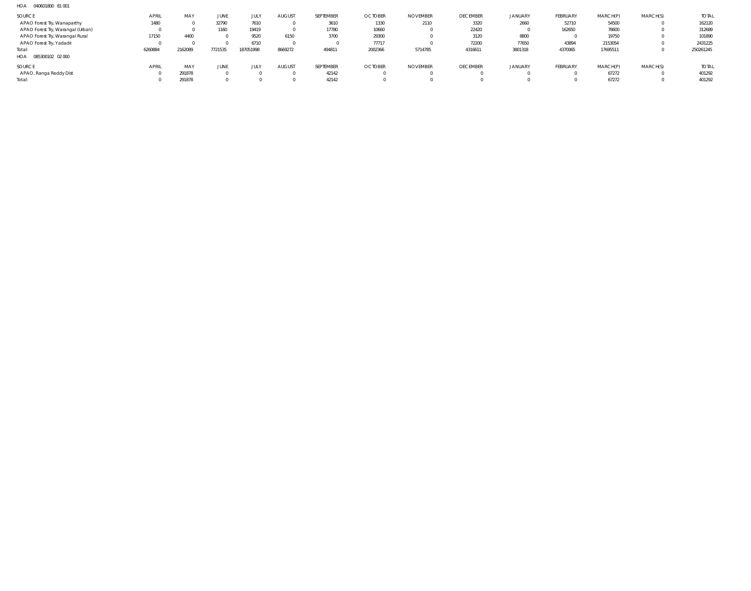HOA 040601800 81 001

| SOURCE | APRIL | MAY | JUNE | JULY | AUGUST | SEPTEMBER | OCTOBER | NOVEMBER | DECEMBER | JANUARY | FEBRUARY | MARCH(P) | MARCH(S) | TOTAL |
|---|---|---|---|---|---|---|---|---|---|---|---|---|---|---|
| APAO Forest Try, Wanaparthy | 1480 | 0 | 32790 | 7610 | 0 | 3610 | 1330 | 2110 | 3320 | 2660 | 52710 | 54500 | 0 | 162120 |
| APAO Forest Try, Warangal (Urban) | 0 | 0 | 1160 | 19419 | 0 | 17780 | 10660 | 0 | 22420 | 0 | 162650 | 78600 | 0 | 312689 |
| APAO Forest Try, Warangal Rural | 17150 | 4400 | 0 | 9520 | 6150 | 3700 | 29300 | 0 | 3120 | 8800 | 0 | 19750 | 0 | 101890 |
| APAO Forest Try, Yadadri | 0 | 0 | 0 | 6710 | 0 | 0 | 77717 | 0 | 72200 | 77650 | 43894 | 2153054 | 0 | 2431225 |
| Total: | 6260884 | 2162089 | 7721535 | 187051998 | 8669272 | 494811 | 2002366 | 5714785 | 4316611 | 3801318 | 4370065 | 17695511 | 0 | 250261245 |

HOA 085300102 02 000

| SOURCE | APRIL | MAY | JUNE | JULY | AUGUST | SEPTEMBER | OCTOBER | NOVEMBER | DECEMBER | JANUARY | FEBRUARY | MARCH(P) | MARCH(S) | TOTAL |
|---|---|---|---|---|---|---|---|---|---|---|---|---|---|---|
| APAO, Ranga Reddy Dist | 0 | 291878 | 0 | 0 | 0 | 42142 | 0 | 0 | 0 | 0 | 0 | 67272 | 0 | 401292 |
| Total: | 0 | 291878 | 0 | 0 | 0 | 42142 | 0 | 0 | 0 | 0 | 0 | 67272 | 0 | 401292 |